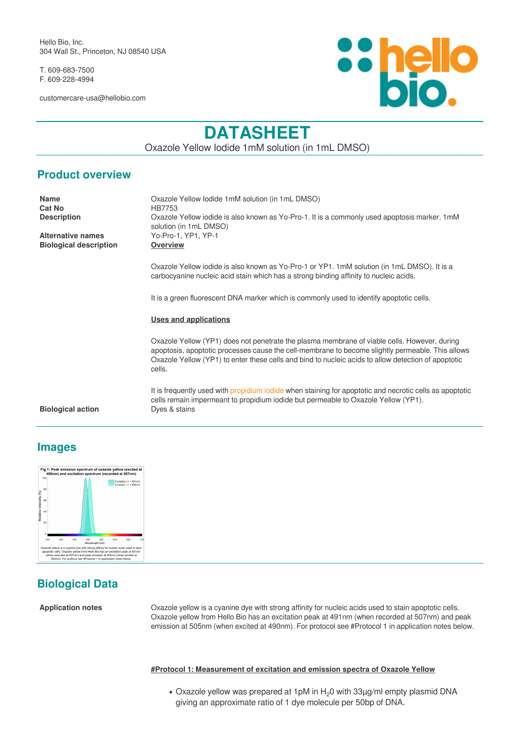Hello Bio, Inc.
304 Wall St., Princeton, NJ 08540 USA

T. 609-683-7500
F. 609-228-4994

customercare-usa@hellobio.com

# DATASHEET

Oxazole Yellow Iodide 1mM solution (in 1mL DMSO)

## Product overview

| | |
|---|---|
| **Name** | Oxazole Yellow Iodide 1mM solution (in 1mL DMSO) |
| **Cat No** | HB7753 |
| **Description** | Oxazole Yellow iodide is also known as Yo-Pro-1. It is a commonly used apoptosis marker. 1mM solution (in 1mL DMSO) |
| **Alternative names** | Yo-Pro-1, YP1, YP-1 |
| **Biological description** | **Overview** |

Oxazole Yellow iodide is also known as Yo-Pro-1 or YP1. 1mM solution (in 1mL DMSO). It is a carbocyanine nucleic acid stain which has a strong binding affinity to nucleic acids.

It is a green fluorescent DNA marker which is commonly used to identify apoptotic cells.

**Uses and applications**

Oxazole Yellow (YP1) does not penetrate the plasma membrane of viable cells. However, during apoptosis, apoptotic processes cause the cell-membrane to become slightly permeable. This allows Oxazole Yellow (YP1) to enter these cells and bind to nucleic acids to allow detection of apoptotic cells.

It is frequently used with propidium iodide when staining for apoptotic and necrotic cells as apoptotic cells remain impermeant to propidium iodide but permeable to Oxazole Yellow (YP1).

**Biological action** Dyes & stains

## Images

Fig 1: Peak emission spectrum of oxazole yellow (excited at 490nm) and excitation spectrum (recorded at 507nm)

Relative intensity (%)

100
80
60
40
20
0

Excitation (λ = 491nm)
Emission (λ = 505nm)

350 400 450 500 550 600 650 700
Wavelength (nm)

Oxazole yellow is a cyanine dye with strong affinity for nucleic acids used to stain apoptotic cells. Oxazole yellow from Hello Bio has an excitation peak at 491nm (when recorded at 507nm) and peak emission at 505nm (when excited at 490nm). *For protocol see #Protocol 1 in application notes below.*

## Biological Data

**Application notes**

Oxazole yellow is a cyanine dye with strong affinity for nucleic acids used to stain apoptotic cells. Oxazole yellow from Hello Bio has an excitation peak at 491nm (when recorded at 507nm) and peak emission at 505nm (when excited at 490nm). For protocol see #Protocol 1 in application notes below.

**#Protocol 1: Measurement of excitation and emission spectra of Oxazole Yellow**

- Oxazole yellow was prepared at 1pM in $H_20$ with 33µg/ml empty plasmid DNA giving an approximate ratio of 1 dye molecule per 50bp of DNA.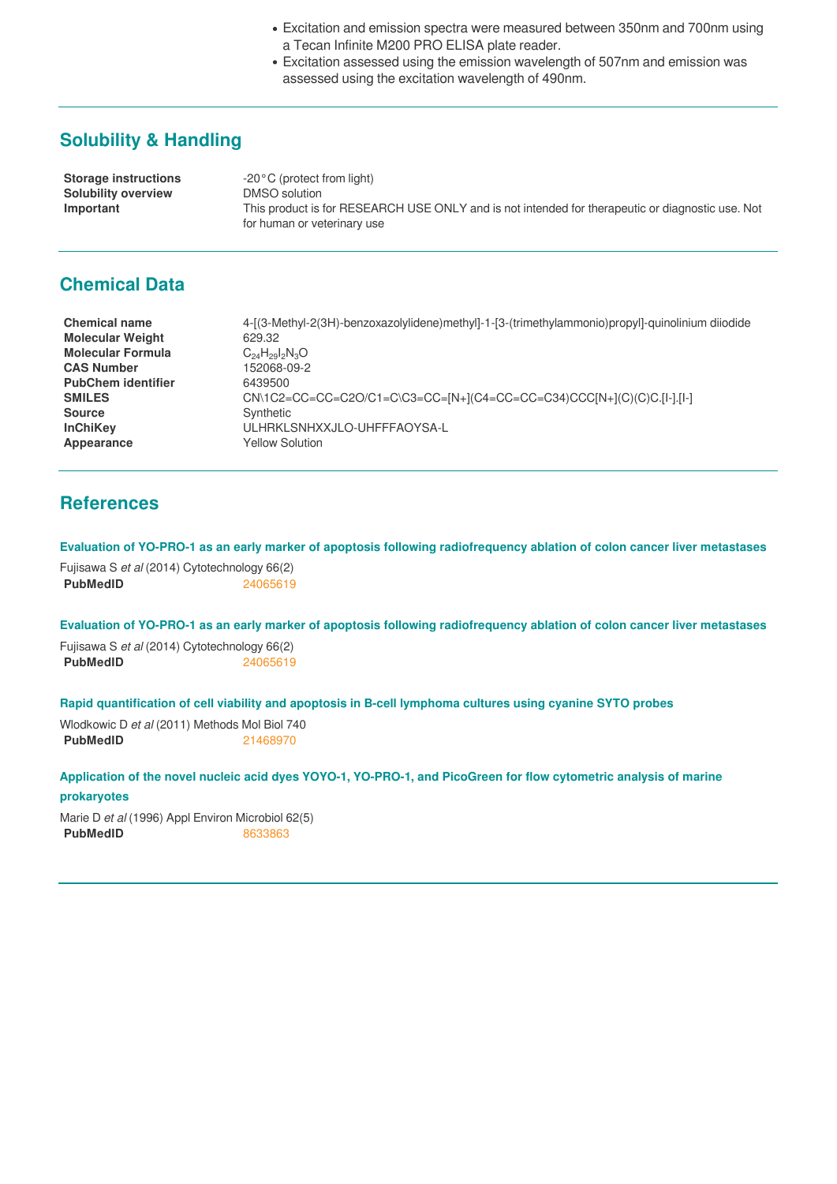- Excitation and emission spectra were measured between 350nm and 700nm using a Tecan Infinite M200 PRO ELISA plate reader.
- Excitation assessed using the emission wavelength of 507nm and emission was assessed using the excitation wavelength of 490nm.

## Solubility & Handling

| | |
|---|---|
| **Storage instructions** | -20°C (protect from light) |
| **Solubility overview** | DMSO solution |
| **Important** | This product is for RESEARCH USE ONLY and is not intended for therapeutic or diagnostic use. Not for human or veterinary use |

## Chemical Data

| | |
|---|---|
| **Chemical name** | 4-[(3-Methyl-2(3H)-benzoxazolylidene)methyl]-1-[3-(trimethylammonio)propyl]-quinolinium diiodide |
| **Molecular Weight** | 629.32 |
| **Molecular Formula** | $C_{24}H_{29}I_2N_3O$ |
| **CAS Number** | 152068-09-2 |
| **PubChem identifier** | 6439500 |
| **SMILES** | CN\1C2=CC=CC=C2O/C1=C\C3=CC=[N+](C4=CC=CC=C34)CCC[N+](C)(C)C.[I-].[I-] |
| **Source** | Synthetic |
| **InChiKey** | ULHRKLSNHXXJLO-UHFFFAOYSA-L |
| **Appearance** | Yellow Solution |

## References

**Evaluation of YO-PRO-1 as an early marker of apoptosis following radiofrequency ablation of colon cancer liver metastases**

Fujisawa S *et al* (2014) Cytotechnology 66(2)
**PubMedID** 24065619

**Evaluation of YO-PRO-1 as an early marker of apoptosis following radiofrequency ablation of colon cancer liver metastases**

Fujisawa S *et al* (2014) Cytotechnology 66(2)
**PubMedID** 24065619

**Rapid quantification of cell viability and apoptosis in B-cell lymphoma cultures using cyanine SYTO probes**

Wlodkowic D *et al* (2011) Methods Mol Biol 740
**PubMedID** 21468970

**Application of the novel nucleic acid dyes YOYO-1, YO-PRO-1, and PicoGreen for flow cytometric analysis of marine prokaryotes**

Marie D *et al* (1996) Appl Environ Microbiol 62(5)
**PubMedID** 8633863